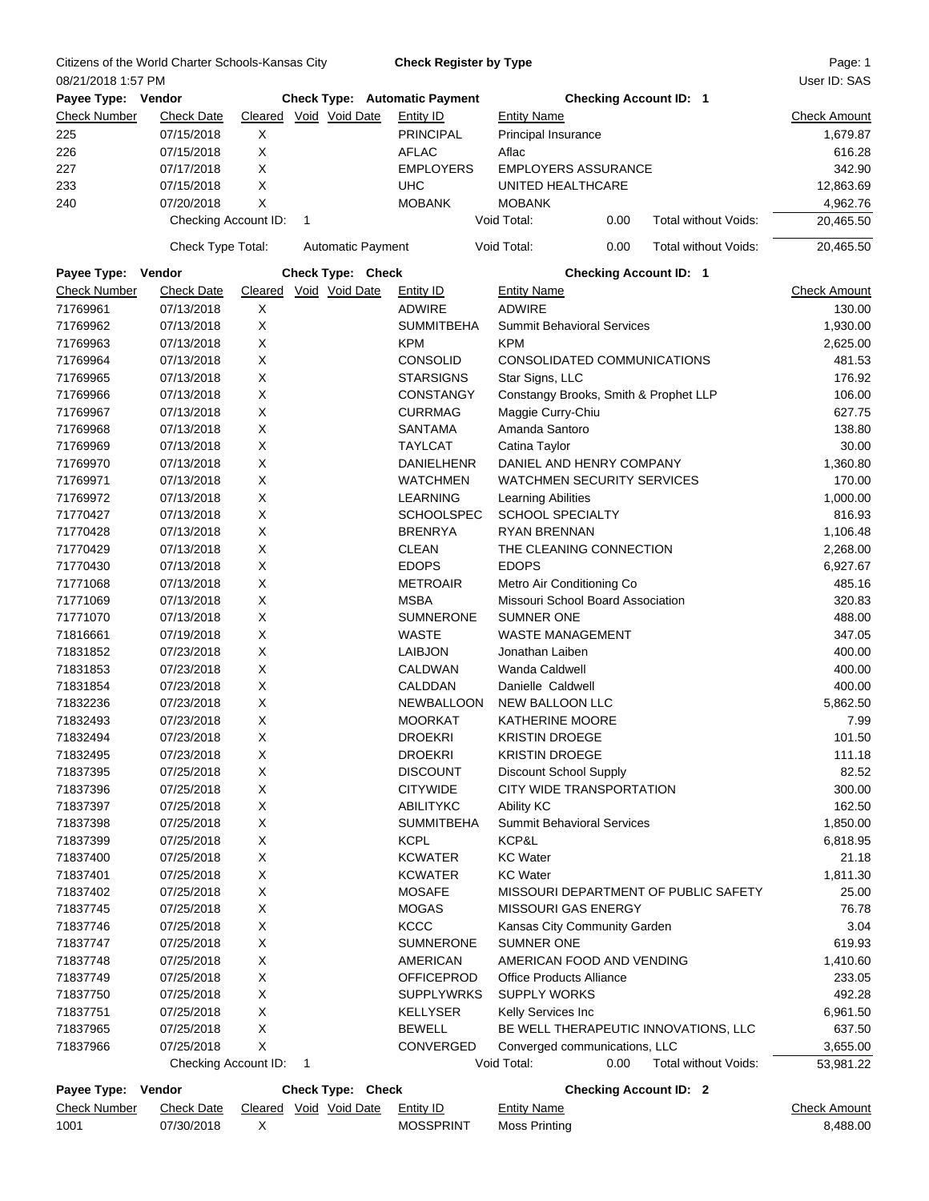Citizens of the World Charter Schools-Kansas City

**Check Register by Type**

08/21/2018 1:57 PM

User ID: SAS

**Payee Type: Vendor** **Check Type: Automatic Payment** **Checking Account ID: 1**

| Check Number | Check Date | Cleared | Void | Void Date | Entity ID | Entity Name | Check Amount |
|---|---|---|---|---|---|---|---|
| 225 | 07/15/2018 | X | | | PRINCIPAL | Principal Insurance | 1,679.87 |
| 226 | 07/15/2018 | X | | | AFLAC | Aflac | 616.28 |
| 227 | 07/17/2018 | X | | | EMPLOYERS | EMPLOYERS ASSURANCE | 342.90 |
| 233 | 07/15/2018 | X | | | UHC | UNITED HEALTHCARE | 12,863.69 |
| 240 | 07/20/2018 | X | | | MOBANK | MOBANK | 4,962.76 |
| | Checking Account ID: | 1 | | | | Void Total: 0.00 Total without Voids: | 20,465.50 |
| | Check Type Total: | Automatic Payment | | | | Void Total: 0.00 Total without Voids: | 20,465.50 |

**Payee Type: Vendor** **Check Type: Check** **Checking Account ID: 1**

| Check Number | Check Date | Cleared | Void | Void Date | Entity ID | Entity Name | Check Amount |
|---|---|---|---|---|---|---|---|
| 71769961 | 07/13/2018 | X | | | ADWIRE | ADWIRE | 130.00 |
| 71769962 | 07/13/2018 | X | | | SUMMITBEHA | Summit Behavioral Services | 1,930.00 |
| 71769963 | 07/13/2018 | X | | | KPM | KPM | 2,625.00 |
| 71769964 | 07/13/2018 | X | | | CONSOLID | CONSOLIDATED COMMUNICATIONS | 481.53 |
| 71769965 | 07/13/2018 | X | | | STARSIGNS | Star Signs, LLC | 176.92 |
| 71769966 | 07/13/2018 | X | | | CONSTANGY | Constangy Brooks, Smith & Prophet LLP | 106.00 |
| 71769967 | 07/13/2018 | X | | | CURRMAG | Maggie Curry-Chiu | 627.75 |
| 71769968 | 07/13/2018 | X | | | SANTAMA | Amanda Santoro | 138.80 |
| 71769969 | 07/13/2018 | X | | | TAYLCAT | Catina Taylor | 30.00 |
| 71769970 | 07/13/2018 | X | | | DANIELHENR | DANIEL AND HENRY COMPANY | 1,360.80 |
| 71769971 | 07/13/2018 | X | | | WATCHMEN | WATCHMEN SECURITY SERVICES | 170.00 |
| 71769972 | 07/13/2018 | X | | | LEARNING | Learning Abilities | 1,000.00 |
| 71770427 | 07/13/2018 | X | | | SCHOOLSPEC | SCHOOL SPECIALTY | 816.93 |
| 71770428 | 07/13/2018 | X | | | BRENRYA | RYAN BRENNAN | 1,106.48 |
| 71770429 | 07/13/2018 | X | | | CLEAN | THE CLEANING CONNECTION | 2,268.00 |
| 71770430 | 07/13/2018 | X | | | EDOPS | EDOPS | 6,927.67 |
| 71771068 | 07/13/2018 | X | | | METROAIR | Metro Air Conditioning Co | 485.16 |
| 71771069 | 07/13/2018 | X | | | MSBA | Missouri School Board Association | 320.83 |
| 71771070 | 07/13/2018 | X | | | SUMNERONE | SUMNER ONE | 488.00 |
| 71816661 | 07/19/2018 | X | | | WASTE | WASTE MANAGEMENT | 347.05 |
| 71831852 | 07/23/2018 | X | | | LAIBJON | Jonathan Laiben | 400.00 |
| 71831853 | 07/23/2018 | X | | | CALDWAN | Wanda Caldwell | 400.00 |
| 71831854 | 07/23/2018 | X | | | CALDDAN | Danielle Caldwell | 400.00 |
| 71832236 | 07/23/2018 | X | | | NEWBALLOON | NEW BALLOON LLC | 5,862.50 |
| 71832493 | 07/23/2018 | X | | | MOORKAT | KATHERINE MOORE | 7.99 |
| 71832494 | 07/23/2018 | X | | | DROEKRI | KRISTIN DROEGE | 101.50 |
| 71832495 | 07/23/2018 | X | | | DROEKRI | KRISTIN DROEGE | 111.18 |
| 71837395 | 07/25/2018 | X | | | DISCOUNT | Discount School Supply | 82.52 |
| 71837396 | 07/25/2018 | X | | | CITYWIDE | CITY WIDE TRANSPORTATION | 300.00 |
| 71837397 | 07/25/2018 | X | | | ABILITYKC | Ability KC | 162.50 |
| 71837398 | 07/25/2018 | X | | | SUMMITBEHA | Summit Behavioral Services | 1,850.00 |
| 71837399 | 07/25/2018 | X | | | KCPL | KCP&L | 6,818.95 |
| 71837400 | 07/25/2018 | X | | | KCWATER | KC Water | 21.18 |
| 71837401 | 07/25/2018 | X | | | KCWATER | KC Water | 1,811.30 |
| 71837402 | 07/25/2018 | X | | | MOSAFE | MISSOURI DEPARTMENT OF PUBLIC SAFETY | 25.00 |
| 71837745 | 07/25/2018 | X | | | MOGAS | MISSOURI GAS ENERGY | 76.78 |
| 71837746 | 07/25/2018 | X | | | KCCC | Kansas City Community Garden | 3.04 |
| 71837747 | 07/25/2018 | X | | | SUMNERONE | SUMNER ONE | 619.93 |
| 71837748 | 07/25/2018 | X | | | AMERICAN | AMERICAN FOOD AND VENDING | 1,410.60 |
| 71837749 | 07/25/2018 | X | | | OFFICEPROD | Office Products Alliance | 233.05 |
| 71837750 | 07/25/2018 | X | | | SUPPLYWRKS | SUPPLY WORKS | 492.28 |
| 71837751 | 07/25/2018 | X | | | KELLYSER | Kelly Services Inc | 6,961.50 |
| 71837965 | 07/25/2018 | X | | | BEWELL | BE WELL THERAPEUTIC INNOVATIONS, LLC | 637.50 |
| 71837966 | 07/25/2018 | X | | | CONVERGED | Converged communications, LLC | 3,655.00 |
| | Checking Account ID: | 1 | | | | Void Total: 0.00 Total without Voids: | 53,981.22 |

**Payee Type: Vendor** **Check Type: Check** **Checking Account ID: 2**

| Check Number | Check Date | Cleared | Void | Void Date | Entity ID | Entity Name | Check Amount |
|---|---|---|---|---|---|---|---|
| 1001 | 07/30/2018 | X | | | MOSSPRINT | Moss Printing | 8,488.00 |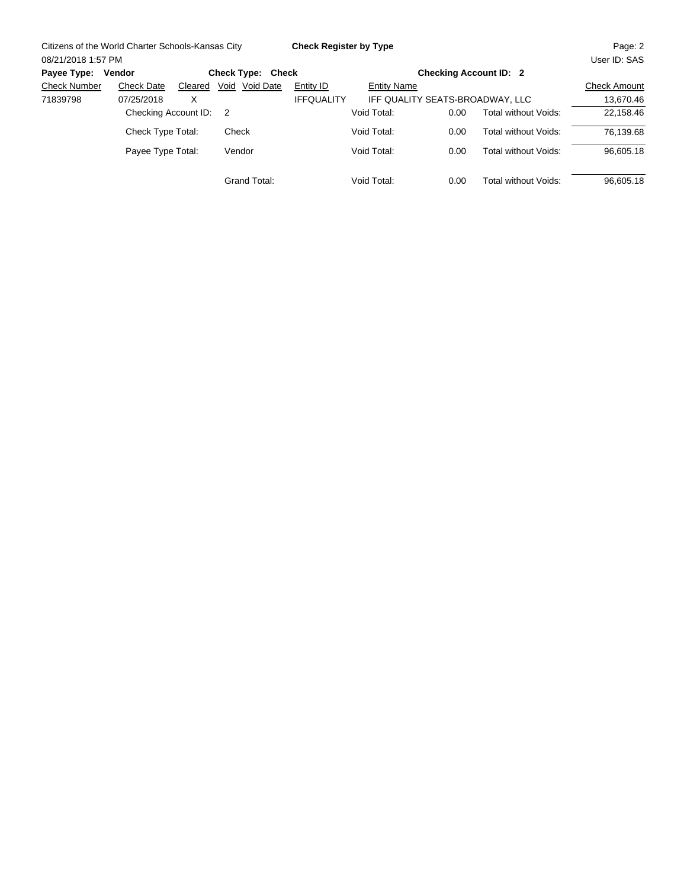Citizens of the World Charter Schools-Kansas City

08/21/2018 1:57 PM

**Check Register by Type**

User ID: SAS

**Payee Type: Vendor** **Check Type: Check** **Checking Account ID: 2**

| Check Number | Check Date | Cleared | Void | Void Date | Entity ID | Entity Name | | | Check Amount |
|---|---|---|---|---|---|---|---|---|---|
| 71839798 | 07/25/2018 | X | | | IFFQUALITY | IFF QUALITY SEATS-BROADWAY, LLC | | | 13,670.46 |
| | Checking Account ID: | | 2 | | | Void Total: | 0.00 | Total without Voids: | 22,158.46 |
| | Check Type Total: | | Check | | | Void Total: | 0.00 | Total without Voids: | 76,139.68 |
| | Payee Type Total: | | Vendor | | | Void Total: | 0.00 | Total without Voids: | 96,605.18 |
| | | | Grand Total: | | | Void Total: | 0.00 | Total without Voids: | 96,605.18 |